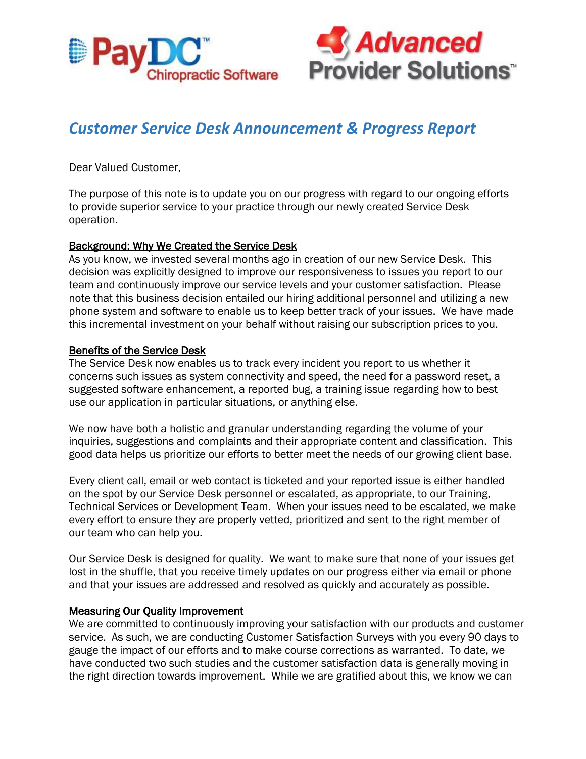# *Customer Service Desk Announcement & Progress Report*

Dear Valued Customer,

The purpose of this note is to update you on our progress with regard to our ongoing efforts to provide superior service to your practice through our newly created Service Desk operation.

## Background: Why We Created the Service Desk

As you know, we invested several months ago in creation of our new Service Desk. This decision was explicitly designed to improve our responsiveness to issues you report to our team and continuously improve our service levels and your customer satisfaction. Please note that this business decision entailed our hiring additional personnel and utilizing a new phone system and software to enable us to keep better track of your issues. We have made this incremental investment on your behalf without raising our subscription prices to you.

## Benefits of the Service Desk

The Service Desk now enables us to track every incident you report to us whether it concerns such issues as system connectivity and speed, the need for a password reset, a suggested software enhancement, a reported bug, a training issue regarding how to best use our application in particular situations, or anything else.

We now have both a holistic and granular understanding regarding the volume of your inquiries, suggestions and complaints and their appropriate content and classification. This good data helps us prioritize our efforts to better meet the needs of our growing client base.

Every client call, email or web contact is ticketed and your reported issue is either handled on the spot by our Service Desk personnel or escalated, as appropriate, to our Training, Technical Services or Development Team. When your issues need to be escalated, we make every effort to ensure they are properly vetted, prioritized and sent to the right member of our team who can help you.

Our Service Desk is designed for quality. We want to make sure that none of your issues get lost in the shuffle, that you receive timely updates on our progress either via email or phone and that your issues are addressed and resolved as quickly and accurately as possible.

## Measuring Our Quality Improvement

We are committed to continuously improving your satisfaction with our products and customer service. As such, we are conducting Customer Satisfaction Surveys with you every 90 days to gauge the impact of our efforts and to make course corrections as warranted. To date, we have conducted two such studies and the customer satisfaction data is generally moving in the right direction towards improvement. While we are gratified about this, we know we can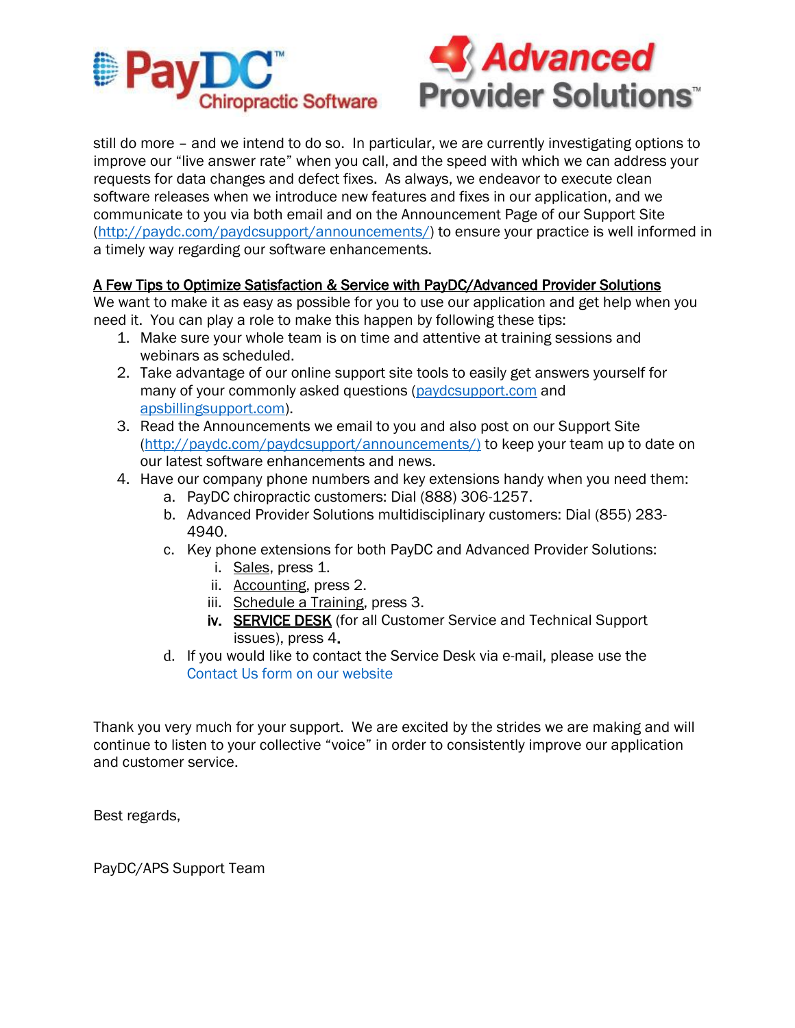still do more – and we intend to do so. In particular, we are currently investigating options to improve our "live answer rate" when you call, and the speed with which we can address your requests for data changes and defect fixes. As always, we endeavor to execute clean software releases when we introduce new features and fixes in our application, and we communicate to you via both email and on the Announcement Page of our Support Site (http://paydc.com/paydcsupport/announcements/) to ensure your practice is well informed in a timely way regarding our software enhancements.

**A Few Tips to Optimize Satisfaction & Service with PayDC/Advanced Provider Solutions**

We want to make it as easy as possible for you to use our application and get help when you need it. You can play a role to make this happen by following these tips:

1. Make sure your whole team is on time and attentive at training sessions and webinars as scheduled.
2. Take advantage of our online support site tools to easily get answers yourself for many of your commonly asked questions (paydcsupport.com and apsbillingsupport.com).
3. Read the Announcements we email to you and also post on our Support Site (http://paydc.com/paydcsupport/announcements/) to keep your team up to date on our latest software enhancements and news.
4. Have our company phone numbers and key extensions handy when you need them:
   a. PayDC chiropractic customers: Dial (888) 306-1257.
   b. Advanced Provider Solutions multidisciplinary customers: Dial (855) 283-4940.
   c. Key phone extensions for both PayDC and Advanced Provider Solutions:
      i. Sales, press 1.
      ii. Accounting, press 2.
      iii. Schedule a Training, press 3.
      **iv.** **SERVICE DESK** (for all Customer Service and Technical Support issues), press 4.
   d. If you would like to contact the Service Desk via e-mail, please use the Contact Us form on our website

Thank you very much for your support. We are excited by the strides we are making and will continue to listen to your collective "voice" in order to consistently improve our application and customer service.

Best regards,

PayDC/APS Support Team